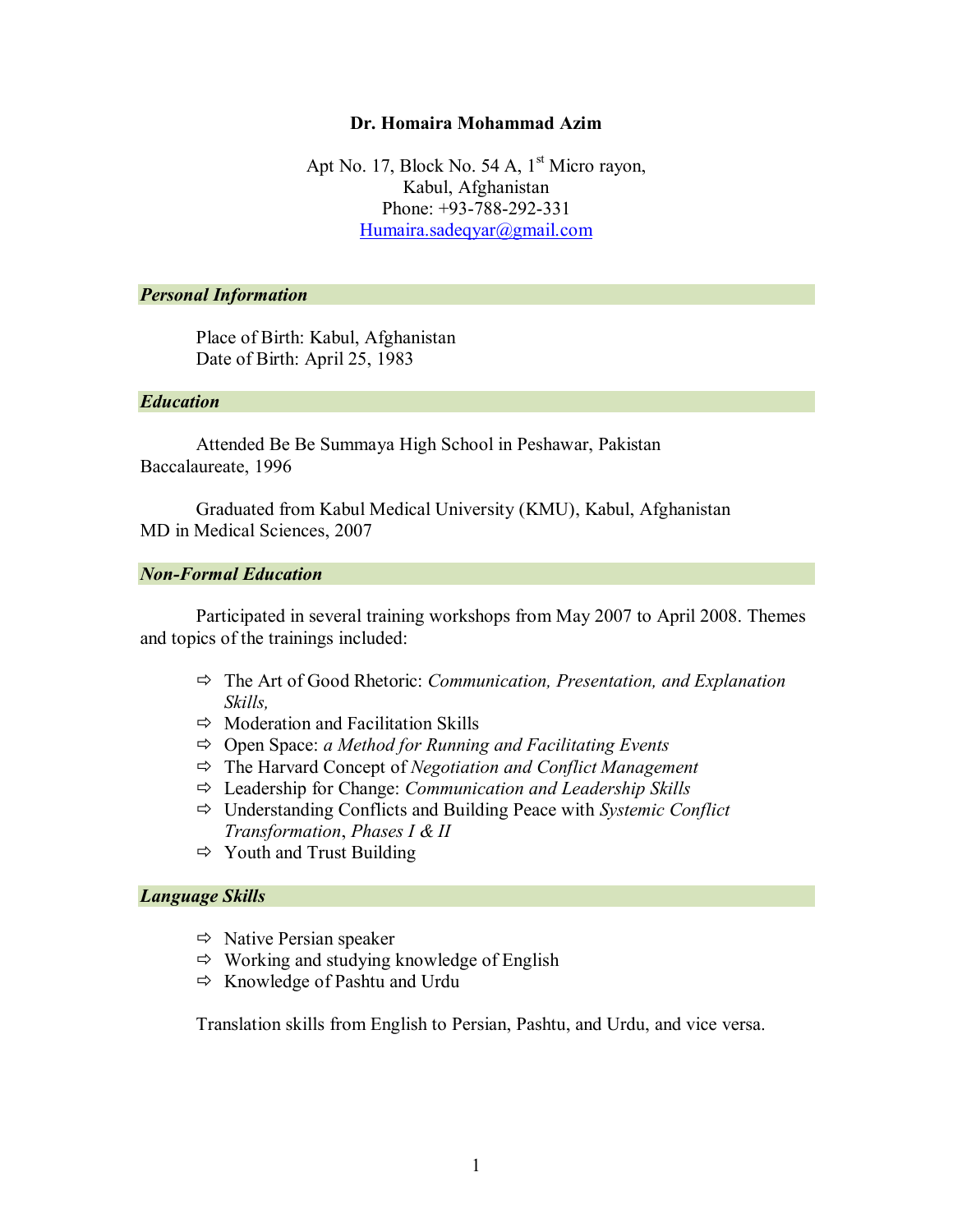# Dr. Homaira Mohammad Azim

Apt No. 17, Block No. 54 A, 1st Micro rayon,
Kabul, Afghanistan
Phone: +93-788-292-331
Humaira.sadeqyar@gmail.com

## *Personal Information*

Place of Birth: Kabul, Afghanistan
Date of Birth: April 25, 1983

## *Education*

Attended Be Be Summaya High School in Peshawar, Pakistan
Baccalaureate, 1996

Graduated from Kabul Medical University (KMU), Kabul, Afghanistan
MD in Medical Sciences, 2007

## *Non-Formal Education*

Participated in several training workshops from May 2007 to April 2008. Themes and topics of the trainings included:

- The Art of Good Rhetoric: *Communication, Presentation, and Explanation Skills,*
- Moderation and Facilitation Skills
- Open Space: *a Method for Running and Facilitating Events*
- The Harvard Concept of *Negotiation and Conflict Management*
- Leadership for Change: *Communication and Leadership Skills*
- Understanding Conflicts and Building Peace with *Systemic Conflict Transformation*, *Phases I & II*
- Youth and Trust Building

## *Language Skills*

- Native Persian speaker
- Working and studying knowledge of English
- Knowledge of Pashtu and Urdu

Translation skills from English to Persian, Pashtu, and Urdu, and vice versa.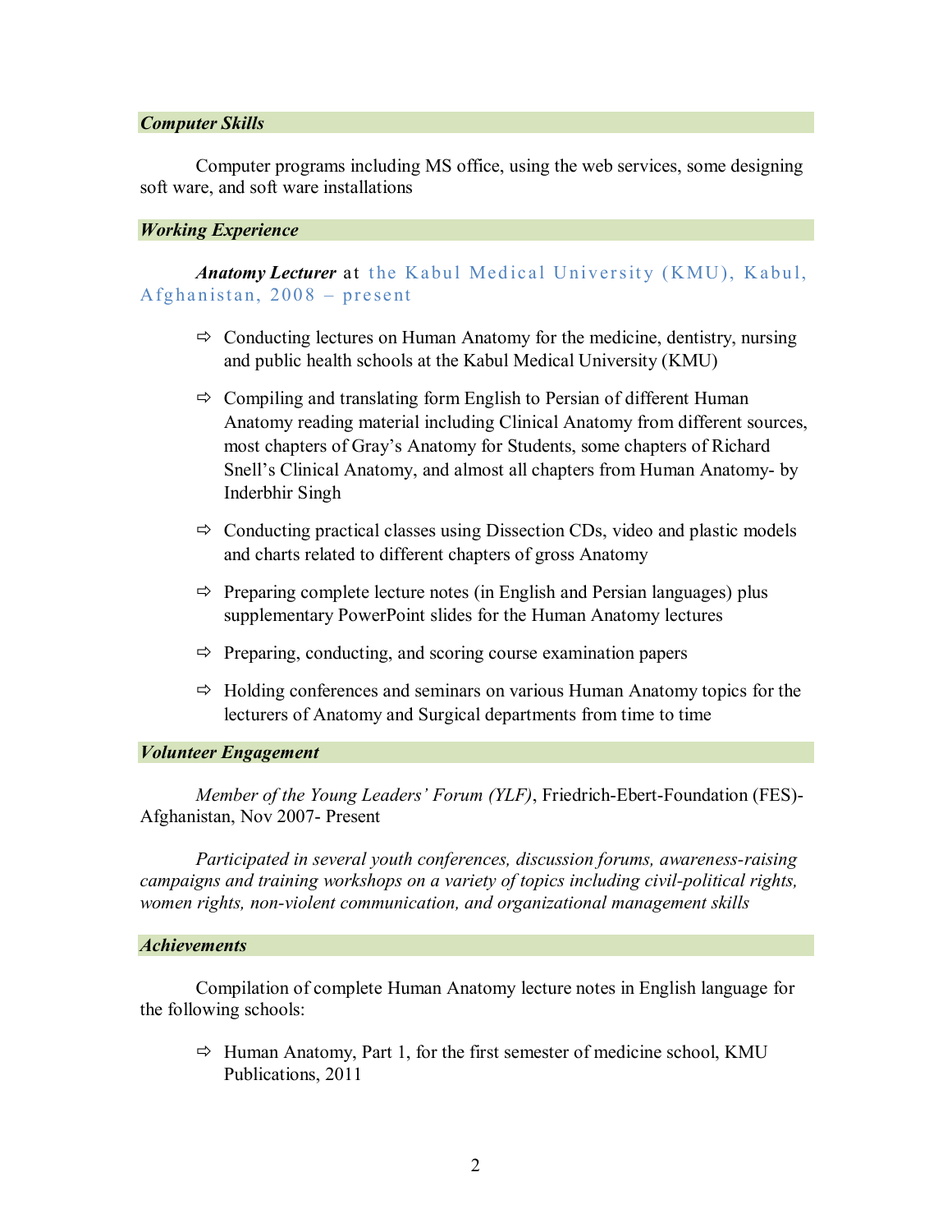## *Computer Skills*

Computer programs including MS office, using the web services, some designing soft ware, and soft ware installations

## *Working Experience*

***Anatomy Lecturer*** at the Kabul Medical University (KMU), Kabul, Afghanistan, 2008 – present

- Conducting lectures on Human Anatomy for the medicine, dentistry, nursing and public health schools at the Kabul Medical University (KMU)
- Compiling and translating form English to Persian of different Human Anatomy reading material including Clinical Anatomy from different sources, most chapters of Gray's Anatomy for Students, some chapters of Richard Snell's Clinical Anatomy, and almost all chapters from Human Anatomy- by Inderbhir Singh
- Conducting practical classes using Dissection CDs, video and plastic models and charts related to different chapters of gross Anatomy
- Preparing complete lecture notes (in English and Persian languages) plus supplementary PowerPoint slides for the Human Anatomy lectures
- Preparing, conducting, and scoring course examination papers
- Holding conferences and seminars on various Human Anatomy topics for the lecturers of Anatomy and Surgical departments from time to time

## *Volunteer Engagement*

*Member of the Young Leaders' Forum (YLF)*, Friedrich-Ebert-Foundation (FES)-Afghanistan, Nov 2007- Present

*Participated in several youth conferences, discussion forums, awareness-raising campaigns and training workshops on a variety of topics including civil-political rights, women rights, non-violent communication, and organizational management skills*

## *Achievements*

Compilation of complete Human Anatomy lecture notes in English language for the following schools:

- Human Anatomy, Part 1, for the first semester of medicine school, KMU Publications, 2011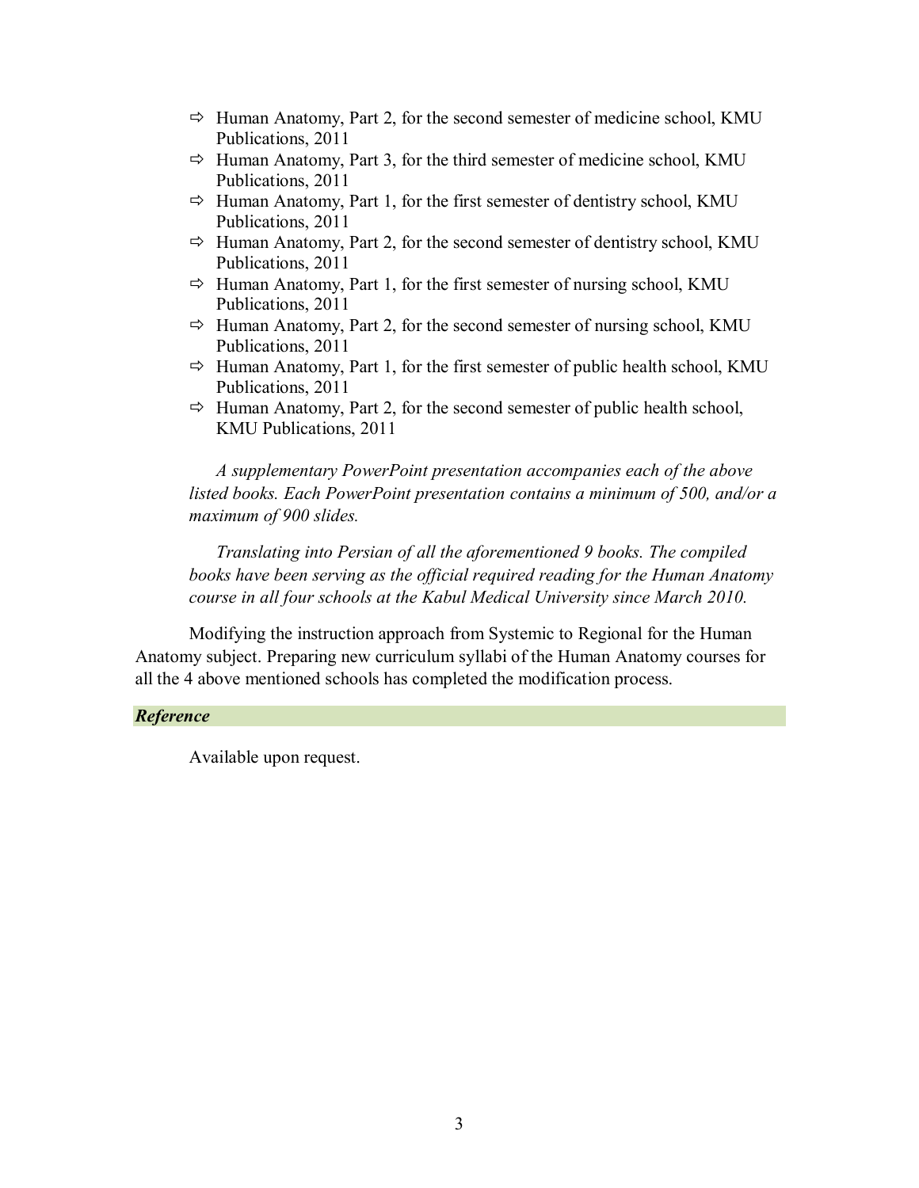- ⇨ Human Anatomy, Part 2, for the second semester of medicine school, KMU Publications, 2011
- ⇨ Human Anatomy, Part 3, for the third semester of medicine school, KMU Publications, 2011
- ⇨ Human Anatomy, Part 1, for the first semester of dentistry school, KMU Publications, 2011
- ⇨ Human Anatomy, Part 2, for the second semester of dentistry school, KMU Publications, 2011
- ⇨ Human Anatomy, Part 1, for the first semester of nursing school, KMU Publications, 2011
- ⇨ Human Anatomy, Part 2, for the second semester of nursing school, KMU Publications, 2011
- ⇨ Human Anatomy, Part 1, for the first semester of public health school, KMU Publications, 2011
- ⇨ Human Anatomy, Part 2, for the second semester of public health school, KMU Publications, 2011

*A supplementary PowerPoint presentation accompanies each of the above listed books. Each PowerPoint presentation contains a minimum of 500, and/or a maximum of 900 slides.*

*Translating into Persian of all the aforementioned 9 books. The compiled books have been serving as the official required reading for the Human Anatomy course in all four schools at the Kabul Medical University since March 2010.*

Modifying the instruction approach from Systemic to Regional for the Human Anatomy subject. Preparing new curriculum syllabi of the Human Anatomy courses for all the 4 above mentioned schools has completed the modification process.

***Reference***

Available upon request.